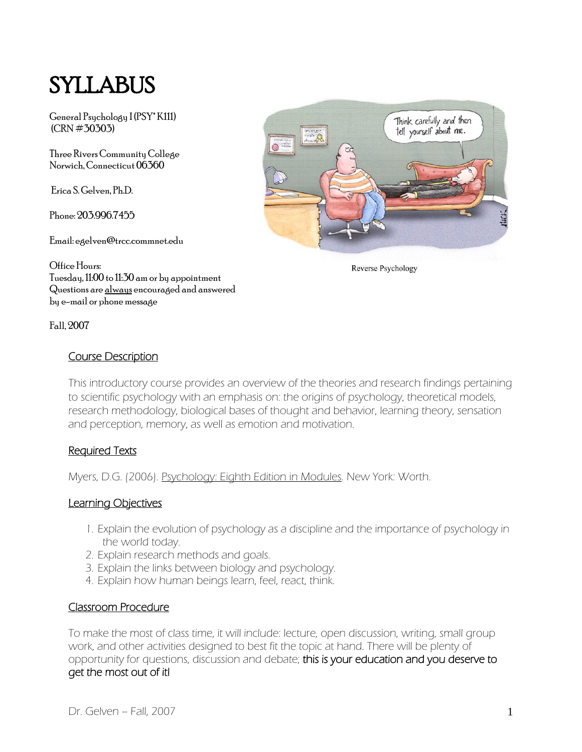# SYLLABUS

General Psychology I (PSY* K111)
(CRN #30303)

Three Rivers Community College
Norwich, Connecticut 06360

Erica S. Gelven, Ph.D.

Phone: 203.996.7455

Email: egelven@trcc.commnet.edu

Office Hours:
Tuesday, 11:00 to 11:30 am or by appointment
Questions are always encouraged and answered by e-mail or phone message

Fall, 2007

Reverse Psychology

## Course Description

This introductory course provides an overview of the theories and research findings pertaining to scientific psychology with an emphasis on: the origins of psychology, theoretical models, research methodology, biological bases of thought and behavior, learning theory, sensation and perception, memory, as well as emotion and motivation.

## Required Texts

Myers, D.G. (2006). Psychology: Eighth Edition in Modules. New York: Worth.

## Learning Objectives

1. Explain the evolution of psychology as a discipline and the importance of psychology in the world today.
2. Explain research methods and goals.
3. Explain the links between biology and psychology.
4. Explain how human beings learn, feel, react, think.

## Classroom Procedure

To make the most of class time, it will include: lecture, open discussion, writing, small group work, and other activities designed to best fit the topic at hand. There will be plenty of opportunity for questions, discussion and debate; this is your education and you deserve to get the most out of it!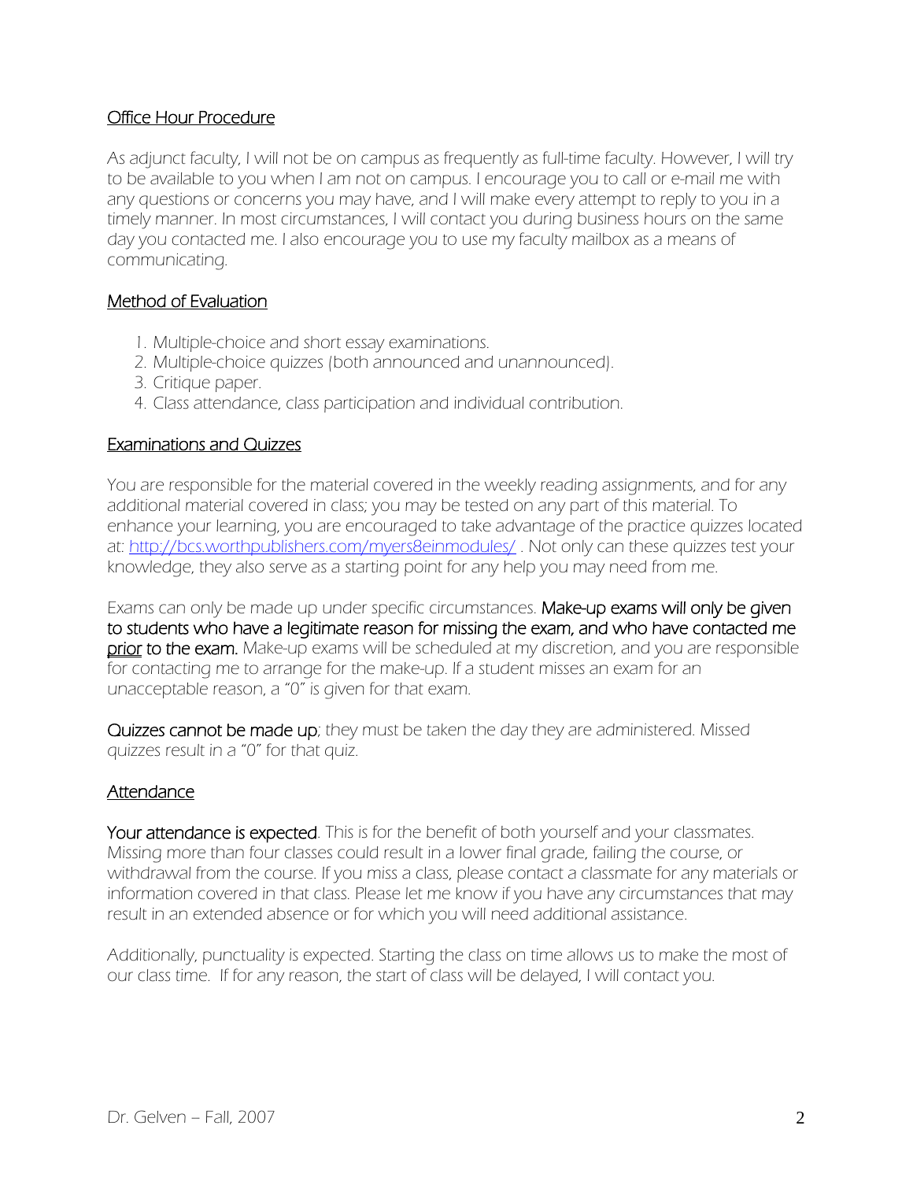## Office Hour Procedure

As adjunct faculty, I will not be on campus as frequently as full-time faculty. However, I will try to be available to you when I am not on campus. I encourage you to call or e-mail me with any questions or concerns you may have, and I will make every attempt to reply to you in a timely manner. In most circumstances, I will contact you during business hours on the same day you contacted me. I also encourage you to use my faculty mailbox as a means of communicating.

## Method of Evaluation

1. Multiple-choice and short essay examinations.
2. Multiple-choice quizzes (both announced and unannounced).
3. Critique paper.
4. Class attendance, class participation and individual contribution.

## Examinations and Quizzes

You are responsible for the material covered in the weekly reading assignments, and for any additional material covered in class; you may be tested on any part of this material. To enhance your learning, you are encouraged to take advantage of the practice quizzes located at: [http://bcs.worthpublishers.com/myers8einmodules/](http://bcs.worthpublishers.com/myers8einmodules/) . Not only can these quizzes test your knowledge, they also serve as a starting point for any help you may need from me.

Exams can only be made up under specific circumstances. **Make-up exams will only be given to students who have a legitimate reason for missing the exam, and who have contacted me <u>prior</u> to the exam.** Make-up exams will be scheduled at my discretion, and you are responsible for contacting me to arrange for the make-up. If a student misses an exam for an unacceptable reason, a "0" is given for that exam.

**Quizzes cannot be made up**; they must be taken the day they are administered. Missed quizzes result in a "0" for that quiz.

## Attendance

**Your attendance is expected**. This is for the benefit of both yourself and your classmates. Missing more than four classes could result in a lower final grade, failing the course, or withdrawal from the course. If you miss a class, please contact a classmate for any materials or information covered in that class. Please let me know if you have any circumstances that may result in an extended absence or for which you will need additional assistance.

Additionally, punctuality is expected. Starting the class on time allows us to make the most of our class time. If for any reason, the start of class will be delayed, I will contact you.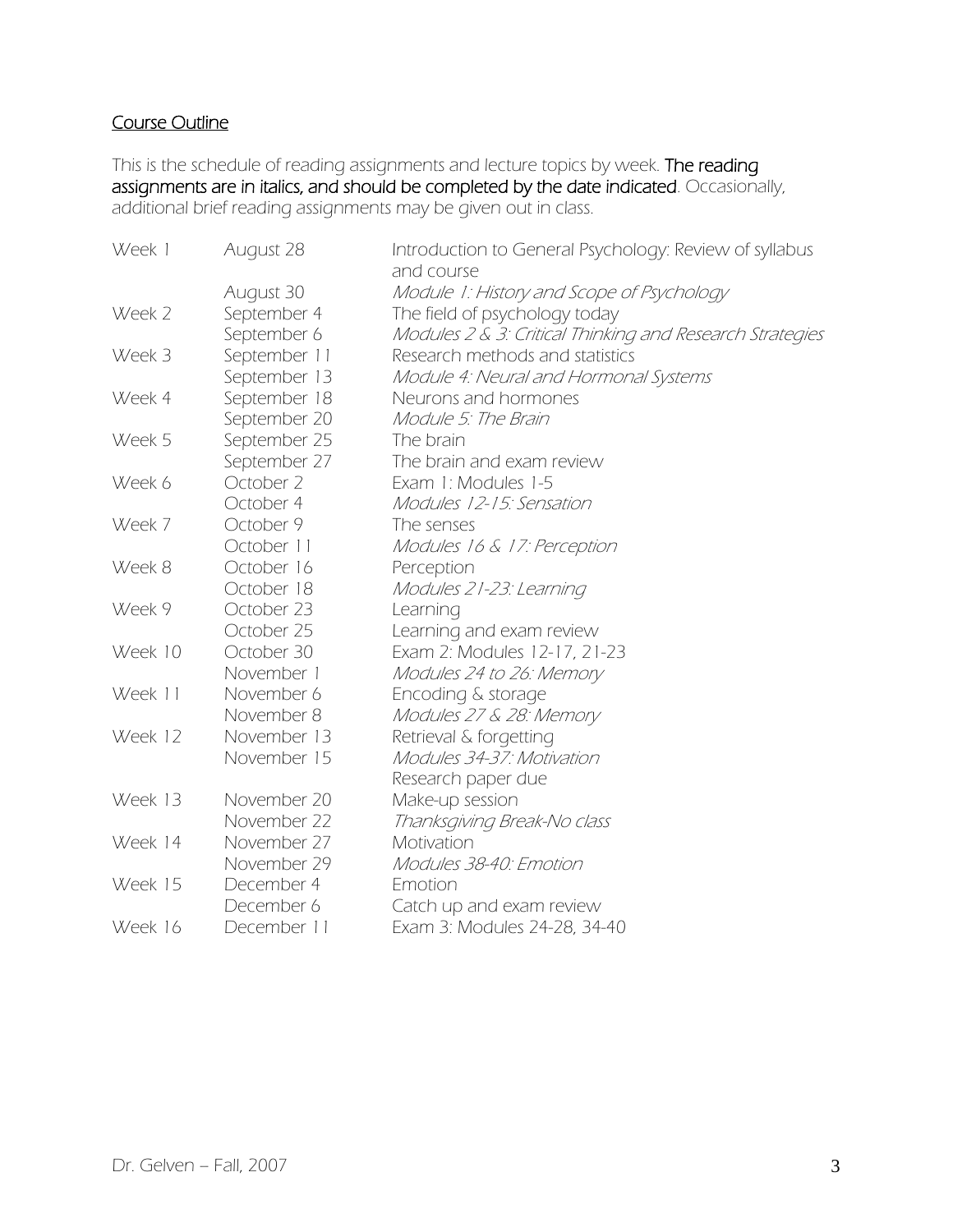## Course Outline

This is the schedule of reading assignments and lecture topics by week. **The reading assignments are in italics, and should be completed by the date indicated**. Occasionally, additional brief reading assignments may be given out in class.

| | | |
|---|---|---|
| Week 1 | August 28 | Introduction to General Psychology: Review of syllabus and course |
| | August 30 | *Module 1: History and Scope of Psychology* |
| Week 2 | September 4 | The field of psychology today |
| | September 6 | *Modules 2 & 3: Critical Thinking and Research Strategies* |
| Week 3 | September 11 | Research methods and statistics |
| | September 13 | *Module 4: Neural and Hormonal Systems* |
| Week 4 | September 18 | Neurons and hormones |
| | September 20 | *Module 5: The Brain* |
| Week 5 | September 25 | The brain |
| | September 27 | The brain and exam review |
| Week 6 | October 2 | Exam 1: Modules 1-5 |
| | October 4 | *Modules 12-15: Sensation* |
| Week 7 | October 9 | The senses |
| | October 11 | *Modules 16 & 17: Perception* |
| Week 8 | October 16 | Perception |
| | October 18 | *Modules 21-23: Learning* |
| Week 9 | October 23 | Learning |
| | October 25 | Learning and exam review |
| Week 10 | October 30 | Exam 2: Modules 12-17, 21-23 |
| | November 1 | *Modules 24 to 26: Memory* |
| Week 11 | November 6 | Encoding & storage |
| | November 8 | *Modules 27 & 28: Memory* |
| Week 12 | November 13 | Retrieval & forgetting |
| | November 15 | *Modules 34-37: Motivation*<br>Research paper due |
| Week 13 | November 20 | Make-up session |
| | November 22 | *Thanksgiving Break-No class* |
| Week 14 | November 27 | Motivation |
| | November 29 | *Modules 38-40: Emotion* |
| Week 15 | December 4 | Emotion |
| | December 6 | Catch up and exam review |
| Week 16 | December 11 | Exam 3: Modules 24-28, 34-40 |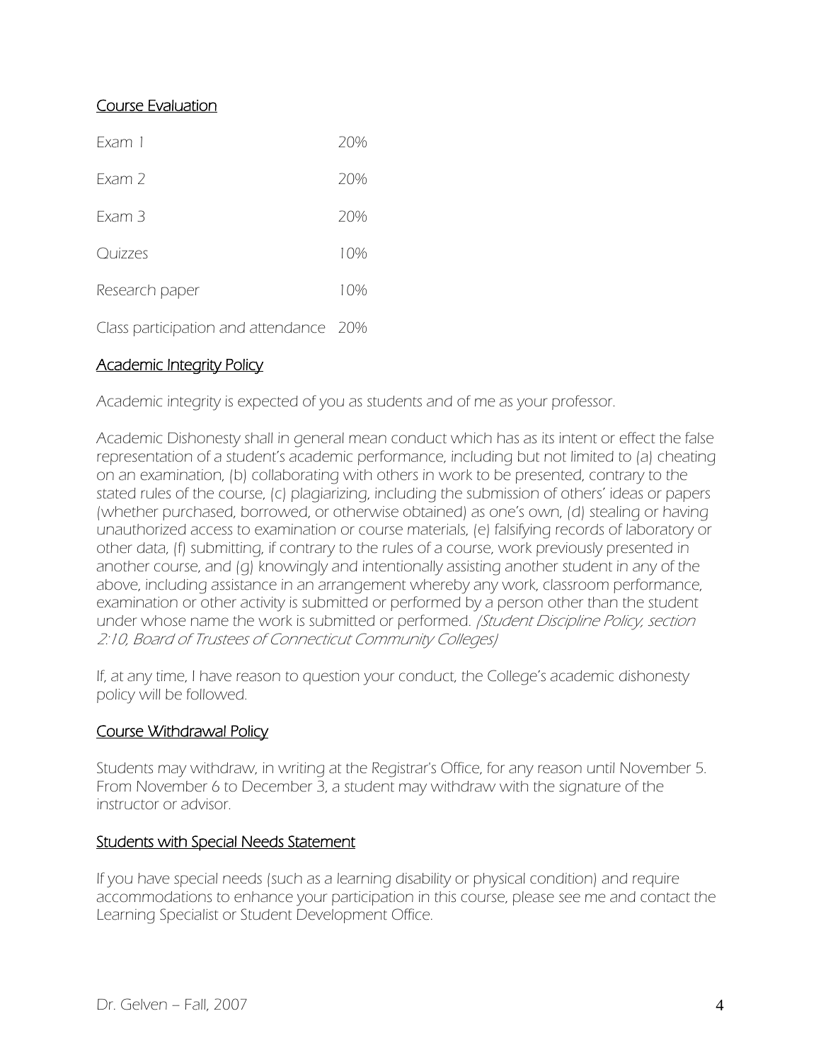## Course Evaluation

| | |
|---|---|
| Exam 1 | 20% |
| Exam 2 | 20% |
| Exam 3 | 20% |
| Quizzes | 10% |
| Research paper | 10% |
| Class participation and attendance | 20% |

## Academic Integrity Policy

Academic integrity is expected of you as students and of me as your professor.

Academic Dishonesty shall in general mean conduct which has as its intent or effect the false representation of a student's academic performance, including but not limited to (a) cheating on an examination, (b) collaborating with others in work to be presented, contrary to the stated rules of the course, (c) plagiarizing, including the submission of others' ideas or papers (whether purchased, borrowed, or otherwise obtained) as one's own, (d) stealing or having unauthorized access to examination or course materials, (e) falsifying records of laboratory or other data, (f) submitting, if contrary to the rules of a course, work previously presented in another course, and (g) knowingly and intentionally assisting another student in any of the above, including assistance in an arrangement whereby any work, classroom performance, examination or other activity is submitted or performed by a person other than the student under whose name the work is submitted or performed. *(Student Discipline Policy, section 2:10, Board of Trustees of Connecticut Community Colleges)*

If, at any time, I have reason to question your conduct, the College's academic dishonesty policy will be followed.

## Course Withdrawal Policy

Students may withdraw, in writing at the Registrar's Office, for any reason until November 5. From November 6 to December 3, a student may withdraw with the signature of the instructor or advisor.

## Students with Special Needs Statement

If you have special needs (such as a learning disability or physical condition) and require accommodations to enhance your participation in this course, please see me and contact the Learning Specialist or Student Development Office.